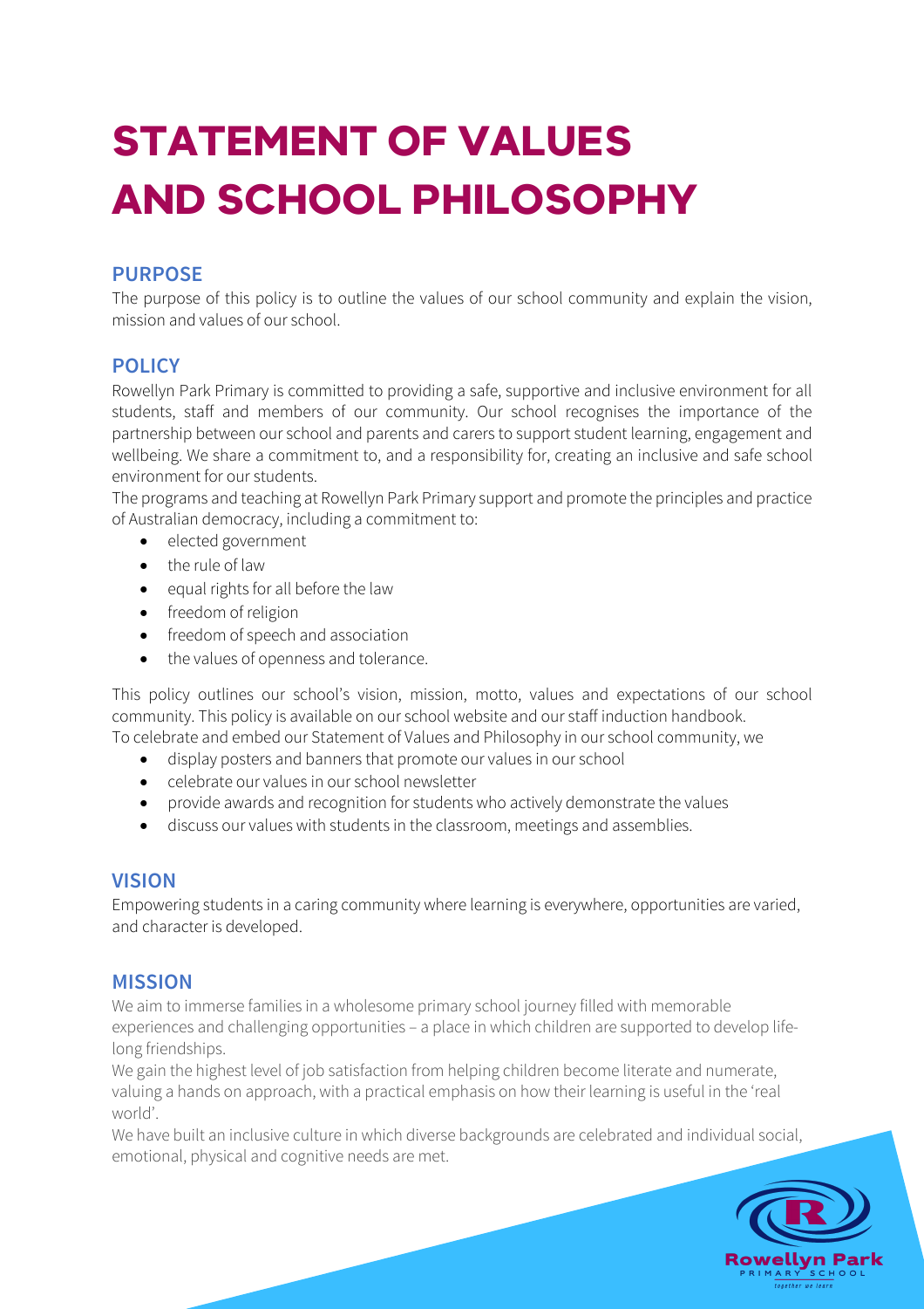# STATEMENT OF VALUES AND SCHOOL PHILOSOPHY

## PURPOSE

The purpose of this policy is to outline the values of our school community and explain the vision, mission and values of our school.

## POLICY

Rowellyn Park Primary is committed to providing a safe, supportive and inclusive environment for all students, staff and members of our community. Our school recognises the importance of the partnership between our school and parents and carers to support student learning, engagement and wellbeing. We share a commitment to, and a responsibility for, creating an inclusive and safe school environment for our students.

The programs and teaching at Rowellyn Park Primary support and promote the principles and practice of Australian democracy, including a commitment to:

- elected government
- the rule of law
- equal rights for all before the law
- freedom of religion
- freedom of speech and association
- the values of openness and tolerance.

This policy outlines our school's vision, mission, motto, values and expectations of our school community. This policy is available on our school website and our staff induction handbook.

To celebrate and embed our Statement of Values and Philosophy in our school community, we

- display posters and banners that promote our values in our school
- celebrate our values in our school newsletter
- provide awards and recognition for students who actively demonstrate the values
- discuss our values with students in the classroom, meetings and assemblies.

## VISION

Empowering students in a caring community where learning is everywhere, opportunities are varied, and character is developed.

## MISSION

We aim to immerse families in a wholesome primary school journey filled with memorable experiences and challenging opportunities – a place in which children are supported to develop life-long friendships.

We gain the highest level of job satisfaction from helping children become literate and numerate, valuing a hands on approach, with a practical emphasis on how their learning is useful in the 'real world'.

We have built an inclusive culture in which diverse backgrounds are celebrated and individual social, emotional, physical and cognitive needs are met.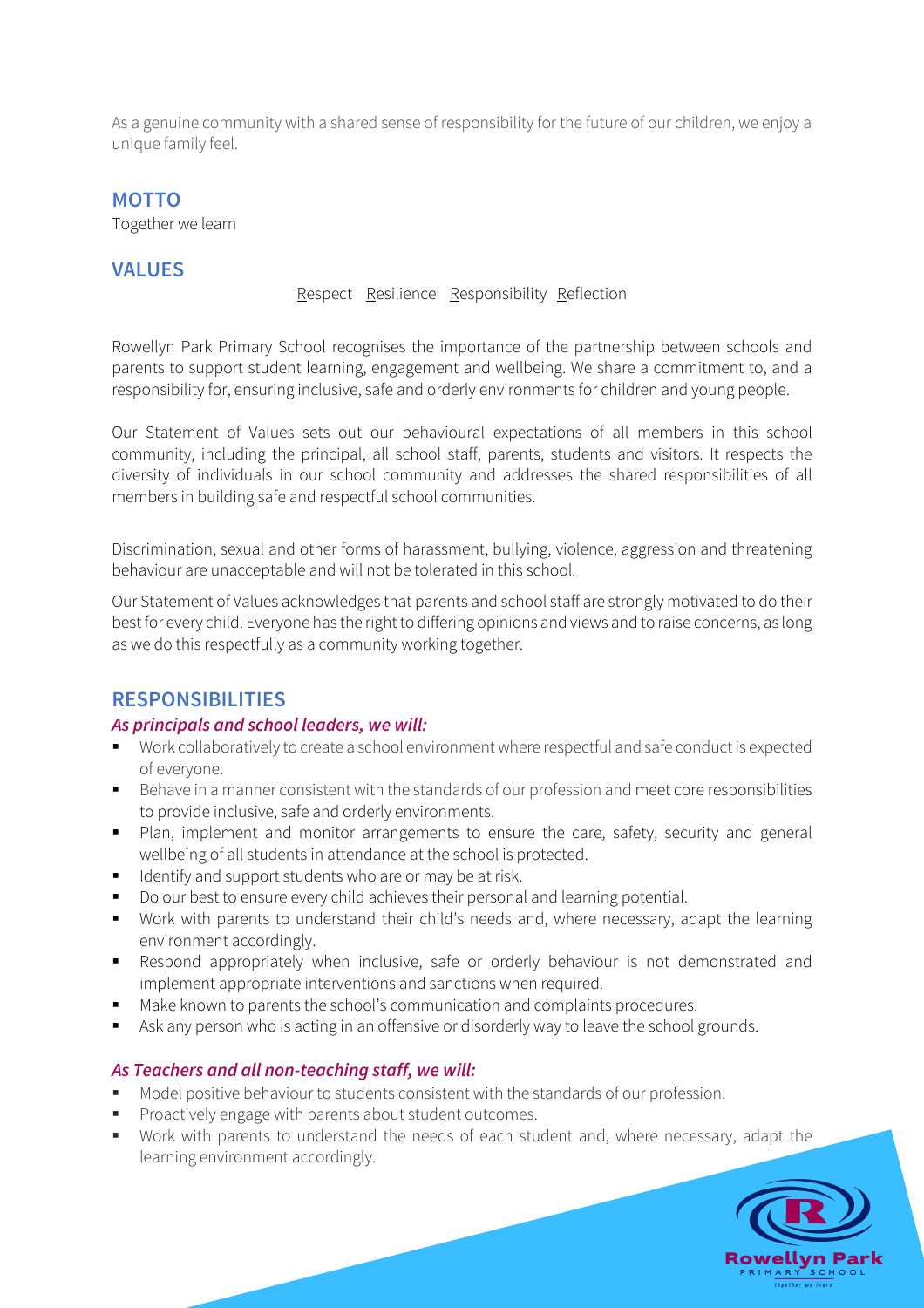As a genuine community with a shared sense of responsibility for the future of our children, we enjoy a unique family feel.

## MOTTO

Together we learn

## VALUES

Respect Resilience Responsibility Reflection

Rowellyn Park Primary School recognises the importance of the partnership between schools and parents to support student learning, engagement and wellbeing. We share a commitment to, and a responsibility for, ensuring inclusive, safe and orderly environments for children and young people.

Our Statement of Values sets out our behavioural expectations of all members in this school community, including the principal, all school staff, parents, students and visitors. It respects the diversity of individuals in our school community and addresses the shared responsibilities of all members in building safe and respectful school communities.

Discrimination, sexual and other forms of harassment, bullying, violence, aggression and threatening behaviour are unacceptable and will not be tolerated in this school.

Our Statement of Values acknowledges that parents and school staff are strongly motivated to do their best for every child. Everyone has the right to differing opinions and views and to raise concerns, as long as we do this respectfully as a community working together.

## RESPONSIBILITIES

### *As principals and school leaders, we will:*

- Work collaboratively to create a school environment where respectful and safe conduct is expected of everyone.
- Behave in a manner consistent with the standards of our profession and meet core responsibilities to provide inclusive, safe and orderly environments.
- Plan, implement and monitor arrangements to ensure the care, safety, security and general wellbeing of all students in attendance at the school is protected.
- Identify and support students who are or may be at risk.
- Do our best to ensure every child achieves their personal and learning potential.
- Work with parents to understand their child's needs and, where necessary, adapt the learning environment accordingly.
- Respond appropriately when inclusive, safe or orderly behaviour is not demonstrated and implement appropriate interventions and sanctions when required.
- Make known to parents the school's communication and complaints procedures.
- Ask any person who is acting in an offensive or disorderly way to leave the school grounds.

### *As Teachers and all non-teaching staff, we will:*

- Model positive behaviour to students consistent with the standards of our profession.
- Proactively engage with parents about student outcomes.
- Work with parents to understand the needs of each student and, where necessary, adapt the learning environment accordingly.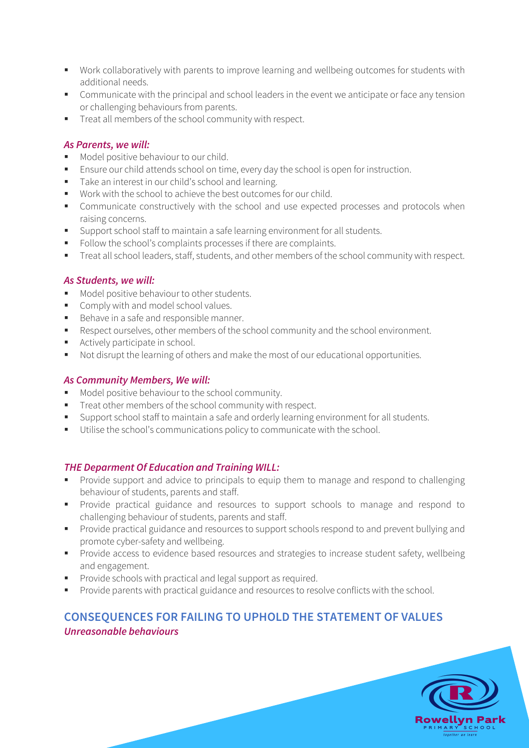- Work collaboratively with parents to improve learning and wellbeing outcomes for students with additional needs.
- Communicate with the principal and school leaders in the event we anticipate or face any tension or challenging behaviours from parents.
- Treat all members of the school community with respect.

### *As Parents, we will:*

- Model positive behaviour to our child.
- Ensure our child attends school on time, every day the school is open for instruction.
- Take an interest in our child's school and learning.
- Work with the school to achieve the best outcomes for our child.
- Communicate constructively with the school and use expected processes and protocols when raising concerns.
- Support school staff to maintain a safe learning environment for all students.
- Follow the school's complaints processes if there are complaints.
- Treat all school leaders, staff, students, and other members of the school community with respect.

### *As Students, we will:*

- Model positive behaviour to other students.
- Comply with and model school values.
- Behave in a safe and responsible manner.
- Respect ourselves, other members of the school community and the school environment.
- Actively participate in school.
- Not disrupt the learning of others and make the most of our educational opportunities.

### *As Community Members, We will:*

- Model positive behaviour to the school community.
- Treat other members of the school community with respect.
- Support school staff to maintain a safe and orderly learning environment for all students.
- Utilise the school's communications policy to communicate with the school.

### *THE Deparment Of Education and Training WILL:*

- Provide support and advice to principals to equip them to manage and respond to challenging behaviour of students, parents and staff.
- Provide practical guidance and resources to support schools to manage and respond to challenging behaviour of students, parents and staff.
- Provide practical guidance and resources to support schools respond to and prevent bullying and promote cyber-safety and wellbeing.
- Provide access to evidence based resources and strategies to increase student safety, wellbeing and engagement.
- Provide schools with practical and legal support as required.
- Provide parents with practical guidance and resources to resolve conflicts with the school.

## CONSEQUENCES FOR FAILING TO UPHOLD THE STATEMENT OF VALUES

### *Unreasonable behaviours*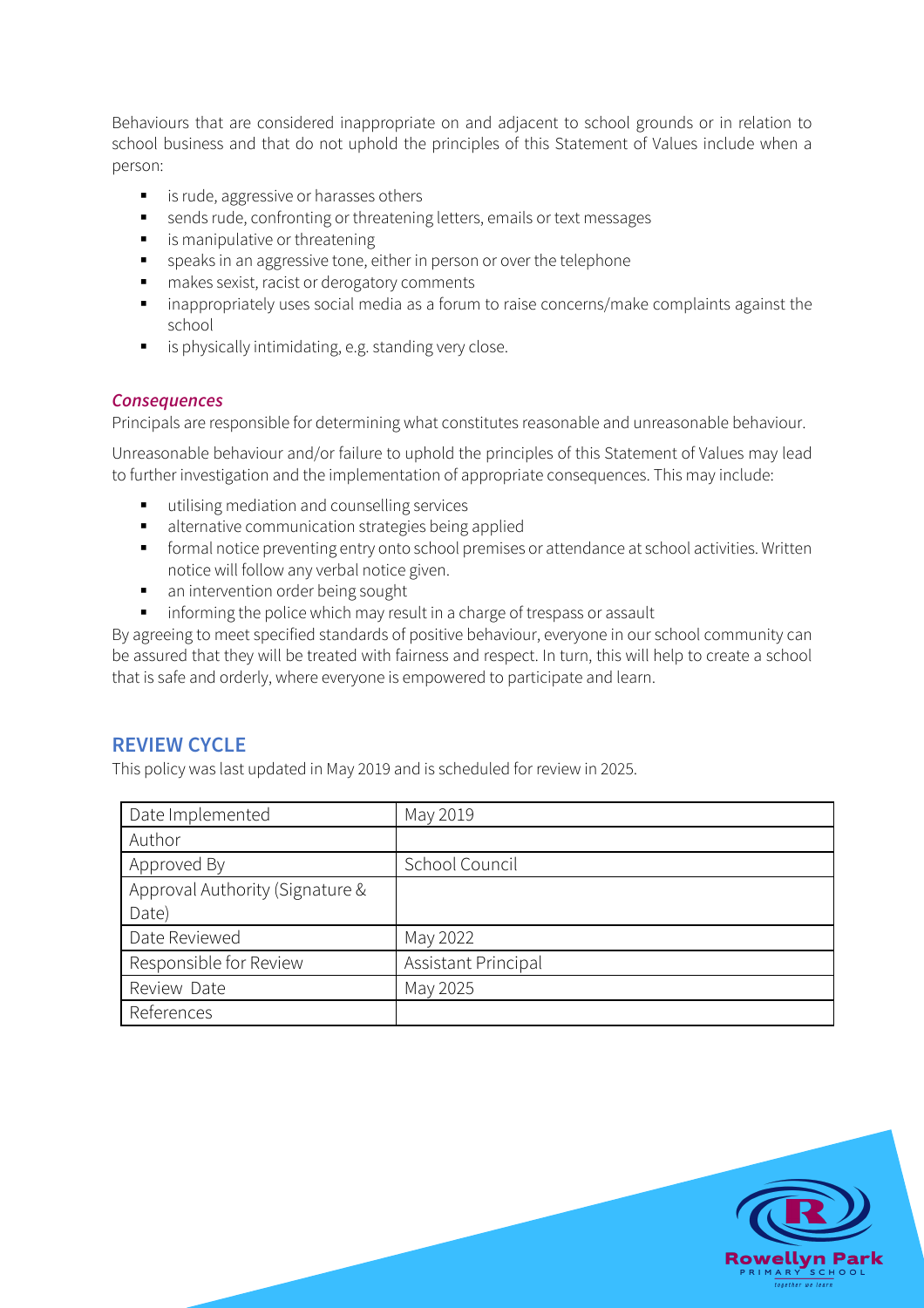Behaviours that are considered inappropriate on and adjacent to school grounds or in relation to school business and that do not uphold the principles of this Statement of Values include when a person:

- is rude, aggressive or harasses others
- sends rude, confronting or threatening letters, emails or text messages
- is manipulative or threatening
- speaks in an aggressive tone, either in person or over the telephone
- makes sexist, racist or derogatory comments
- inappropriately uses social media as a forum to raise concerns/make complaints against the school
- is physically intimidating, e.g. standing very close.

### *Consequences*

Principals are responsible for determining what constitutes reasonable and unreasonable behaviour.

Unreasonable behaviour and/or failure to uphold the principles of this Statement of Values may lead to further investigation and the implementation of appropriate consequences. This may include:

- utilising mediation and counselling services
- alternative communication strategies being applied
- formal notice preventing entry onto school premises or attendance at school activities. Written notice will follow any verbal notice given.
- an intervention order being sought
- informing the police which may result in a charge of trespass or assault

By agreeing to meet specified standards of positive behaviour, everyone in our school community can be assured that they will be treated with fairness and respect. In turn, this will help to create a school that is safe and orderly, where everyone is empowered to participate and learn.

## REVIEW CYCLE

This policy was last updated in May 2019 and is scheduled for review in 2025.

| | |
|---|---|
| Date Implemented | May 2019 |
| Author | |
| Approved By | School Council |
| Approval Authority (Signature & Date) | |
| Date Reviewed | May 2022 |
| Responsible for Review | Assistant Principal |
| Review Date | May 2025 |
| References | |